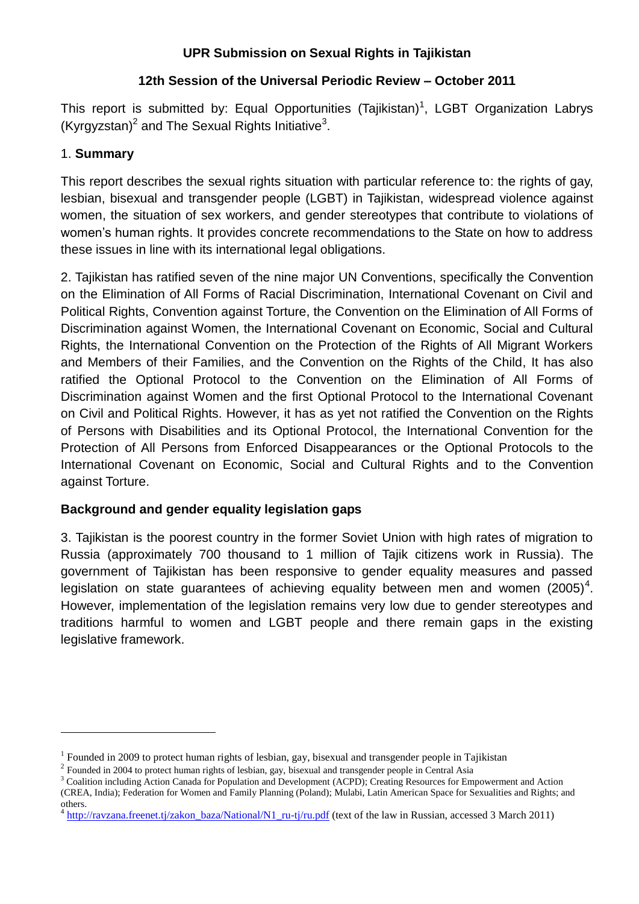**UPR Submission on Sexual Rights in Tajikistan**

**12th Session of the Universal Periodic Review – October 2011**

This report is submitted by: Equal Opportunities (Tajikistan)[1], LGBT Organization Labrys (Kyrgyzstan)[2] and The Sexual Rights Initiative[3].

1. **Summary**

This report describes the sexual rights situation with particular reference to: the rights of gay, lesbian, bisexual and transgender people (LGBT) in Tajikistan, widespread violence against women, the situation of sex workers, and gender stereotypes that contribute to violations of women's human rights. It provides concrete recommendations to the State on how to address these issues in line with its international legal obligations.

2. Tajikistan has ratified seven of the nine major UN Conventions, specifically the Convention on the Elimination of All Forms of Racial Discrimination, International Covenant on Civil and Political Rights, Convention against Torture, the Convention on the Elimination of All Forms of Discrimination against Women, the International Covenant on Economic, Social and Cultural Rights, the International Convention on the Protection of the Rights of All Migrant Workers and Members of their Families, and the Convention on the Rights of the Child, It has also ratified the Optional Protocol to the Convention on the Elimination of All Forms of Discrimination against Women and the first Optional Protocol to the International Covenant on Civil and Political Rights. However, it has as yet not ratified the Convention on the Rights of Persons with Disabilities and its Optional Protocol, the International Convention for the Protection of All Persons from Enforced Disappearances or the Optional Protocols to the International Covenant on Economic, Social and Cultural Rights and to the Convention against Torture.

**Background and gender equality legislation gaps**

3. Tajikistan is the poorest country in the former Soviet Union with high rates of migration to Russia (approximately 700 thousand to 1 million of Tajik citizens work in Russia). The government of Tajikistan has been responsive to gender equality measures and passed legislation on state guarantees of achieving equality between men and women (2005)[4]. However, implementation of the legislation remains very low due to gender stereotypes and traditions harmful to women and LGBT people and there remain gaps in the existing legislative framework.

---

[1] Founded in 2009 to protect human rights of lesbian, gay, bisexual and transgender people in Tajikistan

[2] Founded in 2004 to protect human rights of lesbian, gay, bisexual and transgender people in Central Asia

[3] Coalition including Action Canada for Population and Development (ACPD); Creating Resources for Empowerment and Action (CREA, India); Federation for Women and Family Planning (Poland); Mulabi, Latin American Space for Sexualities and Rights; and others.

[4] http://ravzana.freenet.tj/zakon_baza/National/N1_ru-tj/ru.pdf (text of the law in Russian, accessed 3 March 2011)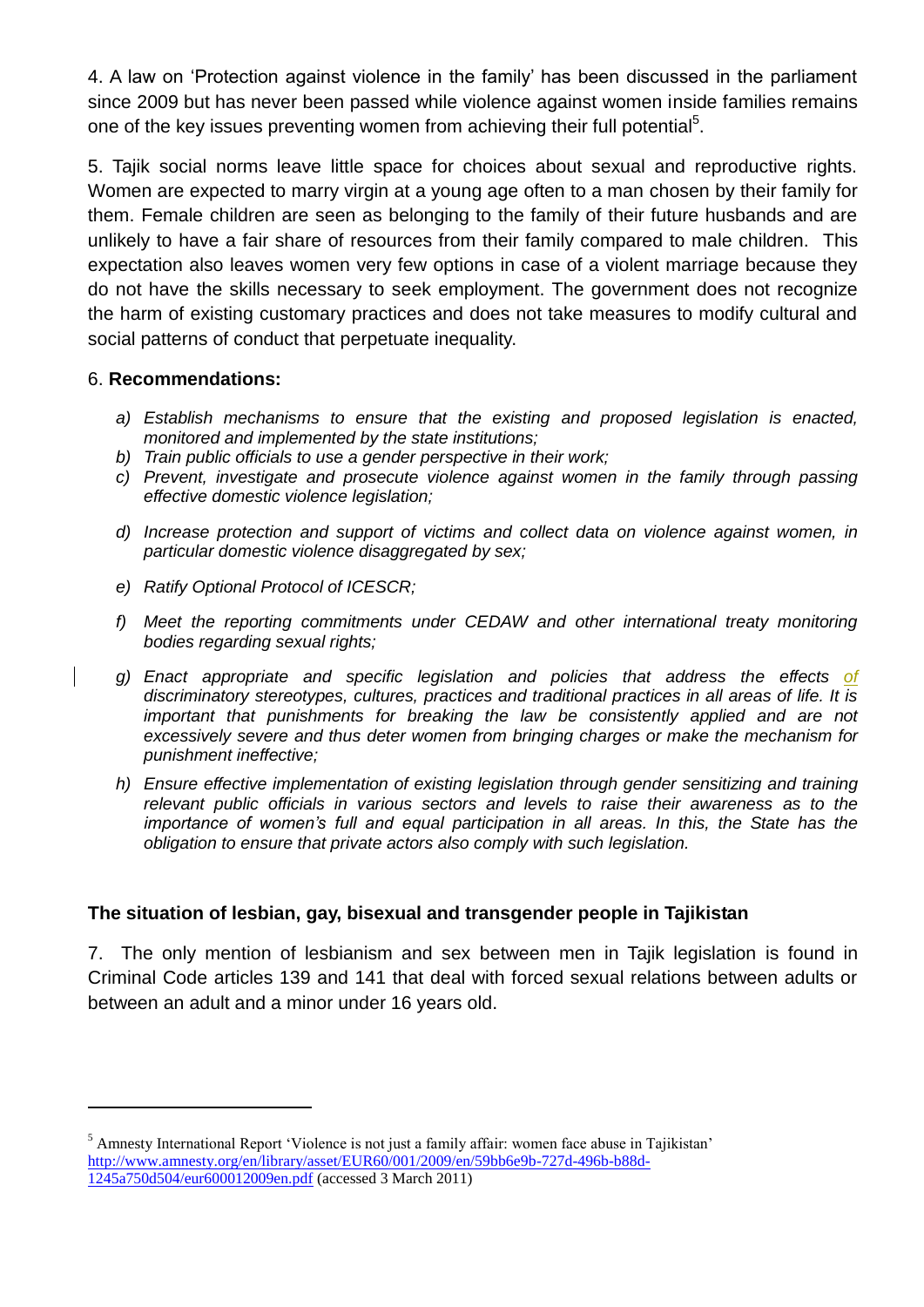4. A law on 'Protection against violence in the family' has been discussed in the parliament since 2009 but has never been passed while violence against women inside families remains one of the key issues preventing women from achieving their full potential[5].

5. Tajik social norms leave little space for choices about sexual and reproductive rights. Women are expected to marry virgin at a young age often to a man chosen by their family for them. Female children are seen as belonging to the family of their future husbands and are unlikely to have a fair share of resources from their family compared to male children. This expectation also leaves women very few options in case of a violent marriage because they do not have the skills necessary to seek employment. The government does not recognize the harm of existing customary practices and does not take measures to modify cultural and social patterns of conduct that perpetuate inequality.

6. **Recommendations:**

- a) *Establish mechanisms to ensure that the existing and proposed legislation is enacted, monitored and implemented by the state institutions;*
- b) *Train public officials to use a gender perspective in their work;*
- c) *Prevent, investigate and prosecute violence against women in the family through passing effective domestic violence legislation;*
- d) *Increase protection and support of victims and collect data on violence against women, in particular domestic violence disaggregated by sex;*
- e) *Ratify Optional Protocol of ICESCR;*
- f) *Meet the reporting commitments under CEDAW and other international treaty monitoring bodies regarding sexual rights;*
- g) *Enact appropriate and specific legislation and policies that address the effects of discriminatory stereotypes, cultures, practices and traditional practices in all areas of life. It is important that punishments for breaking the law be consistently applied and are not excessively severe and thus deter women from bringing charges or make the mechanism for punishment ineffective;*
- h) *Ensure effective implementation of existing legislation through gender sensitizing and training relevant public officials in various sectors and levels to raise their awareness as to the importance of women's full and equal participation in all areas. In this, the State has the obligation to ensure that private actors also comply with such legislation.*

## The situation of lesbian, gay, bisexual and transgender people in Tajikistan

7. The only mention of lesbianism and sex between men in Tajik legislation is found in Criminal Code articles 139 and 141 that deal with forced sexual relations between adults or between an adult and a minor under 16 years old.

---

[5] Amnesty International Report 'Violence is not just a family affair: women face abuse in Tajikistan' http://www.amnesty.org/en/library/asset/EUR60/001/2009/en/59bb6e9b-727d-496b-b88d-1245a750d504/eur600012009en.pdf (accessed 3 March 2011)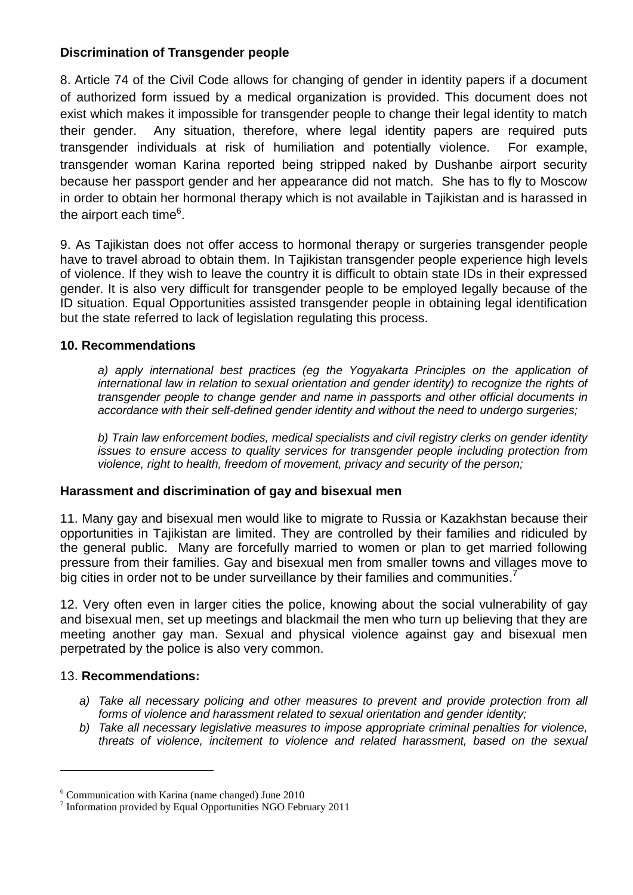**Discrimination of Transgender people**

8. Article 74 of the Civil Code allows for changing of gender in identity papers if a document of authorized form issued by a medical organization is provided. This document does not exist which makes it impossible for transgender people to change their legal identity to match their gender. Any situation, therefore, where legal identity papers are required puts transgender individuals at risk of humiliation and potentially violence. For example, transgender woman Karina reported being stripped naked by Dushanbe airport security because her passport gender and her appearance did not match. She has to fly to Moscow in order to obtain her hormonal therapy which is not available in Tajikistan and is harassed in the airport each time[6].

9. As Tajikistan does not offer access to hormonal therapy or surgeries transgender people have to travel abroad to obtain them. In Tajikistan transgender people experience high levels of violence. If they wish to leave the country it is difficult to obtain state IDs in their expressed gender. It is also very difficult for transgender people to be employed legally because of the ID situation. Equal Opportunities assisted transgender people in obtaining legal identification but the state referred to lack of legislation regulating this process.

**10. Recommendations**

*a) apply international best practices (eg the Yogyakarta Principles on the application of international law in relation to sexual orientation and gender identity) to recognize the rights of transgender people to change gender and name in passports and other official documents in accordance with their self-defined gender identity and without the need to undergo surgeries;*

*b) Train law enforcement bodies, medical specialists and civil registry clerks on gender identity issues to ensure access to quality services for transgender people including protection from violence, right to health, freedom of movement, privacy and security of the person;*

**Harassment and discrimination of gay and bisexual men**

11. Many gay and bisexual men would like to migrate to Russia or Kazakhstan because their opportunities in Tajikistan are limited. They are controlled by their families and ridiculed by the general public. Many are forcefully married to women or plan to get married following pressure from their families. Gay and bisexual men from smaller towns and villages move to big cities in order not to be under surveillance by their families and communities.[7]

12. Very often even in larger cities the police, knowing about the social vulnerability of gay and bisexual men, set up meetings and blackmail the men who turn up believing that they are meeting another gay man. Sexual and physical violence against gay and bisexual men perpetrated by the police is also very common.

13. **Recommendations:**

- *a) Take all necessary policing and other measures to prevent and provide protection from all forms of violence and harassment related to sexual orientation and gender identity;*
- *b) Take all necessary legislative measures to impose appropriate criminal penalties for violence, threats of violence, incitement to violence and related harassment, based on the sexual*

---

[6] Communication with Karina (name changed) June 2010

[7] Information provided by Equal Opportunities NGO February 2011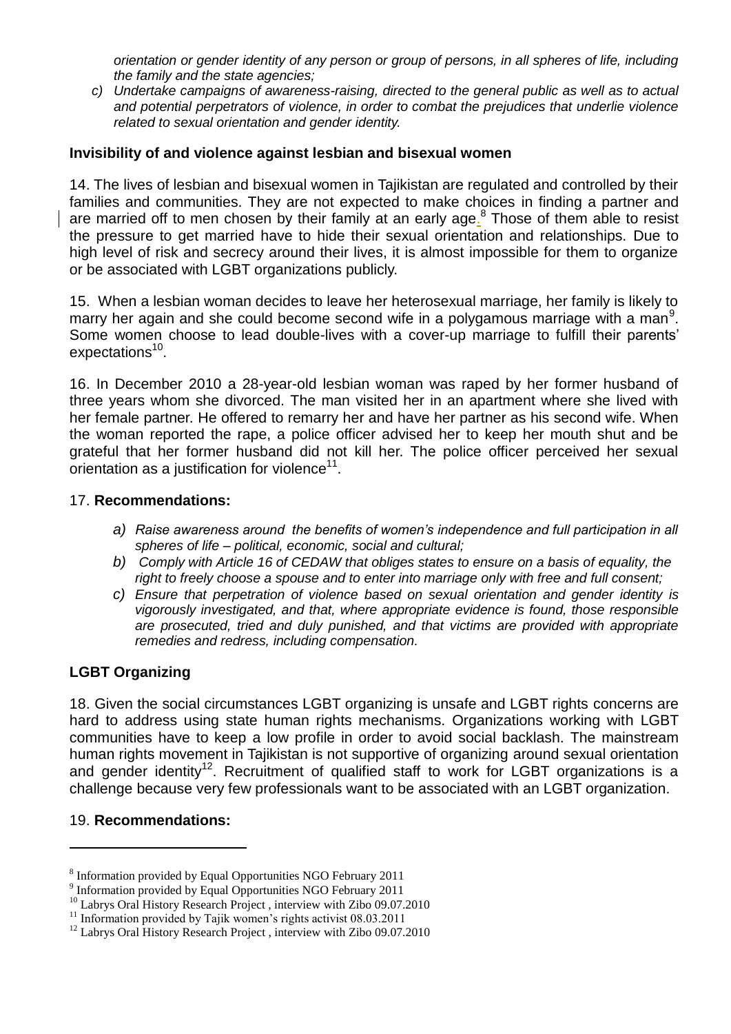*orientation or gender identity of any person or group of persons, in all spheres of life, including the family and the state agencies;*

c) *Undertake campaigns of awareness-raising, directed to the general public as well as to actual and potential perpetrators of violence, in order to combat the prejudices that underlie violence related to sexual orientation and gender identity.*

**Invisibility of and violence against lesbian and bisexual women**

14. The lives of lesbian and bisexual women in Tajikistan are regulated and controlled by their families and communities. They are not expected to make choices in finding a partner and are married off to men chosen by their family at an early age.[8] Those of them able to resist the pressure to get married have to hide their sexual orientation and relationships. Due to high level of risk and secrecy around their lives, it is almost impossible for them to organize or be associated with LGBT organizations publicly.

15. When a lesbian woman decides to leave her heterosexual marriage, her family is likely to marry her again and she could become second wife in a polygamous marriage with a man[9]. Some women choose to lead double-lives with a cover-up marriage to fulfill their parents' expectations[10].

16. In December 2010 a 28-year-old lesbian woman was raped by her former husband of three years whom she divorced. The man visited her in an apartment where she lived with her female partner. He offered to remarry her and have her partner as his second wife. When the woman reported the rape, a police officer advised her to keep her mouth shut and be grateful that her former husband did not kill her. The police officer perceived her sexual orientation as a justification for violence[11].

17. **Recommendations:**

a) *Raise awareness around the benefits of women's independence and full participation in all spheres of life – political, economic, social and cultural;*
b) *Comply with Article 16 of CEDAW that obliges states to ensure on a basis of equality, the right to freely choose a spouse and to enter into marriage only with free and full consent;*
c) *Ensure that perpetration of violence based on sexual orientation and gender identity is vigorously investigated, and that, where appropriate evidence is found, those responsible are prosecuted, tried and duly punished, and that victims are provided with appropriate remedies and redress, including compensation.*

**LGBT Organizing**

18. Given the social circumstances LGBT organizing is unsafe and LGBT rights concerns are hard to address using state human rights mechanisms. Organizations working with LGBT communities have to keep a low profile in order to avoid social backlash. The mainstream human rights movement in Tajikistan is not supportive of organizing around sexual orientation and gender identity[12]. Recruitment of qualified staff to work for LGBT organizations is a challenge because very few professionals want to be associated with an LGBT organization.

19. **Recommendations:**

---

[8] Information provided by Equal Opportunities NGO February 2011
[9] Information provided by Equal Opportunities NGO February 2011
[10] Labrys Oral History Research Project , interview with Zibo 09.07.2010
[11] Information provided by Tajik women's rights activist 08.03.2011
[12] Labrys Oral History Research Project , interview with Zibo 09.07.2010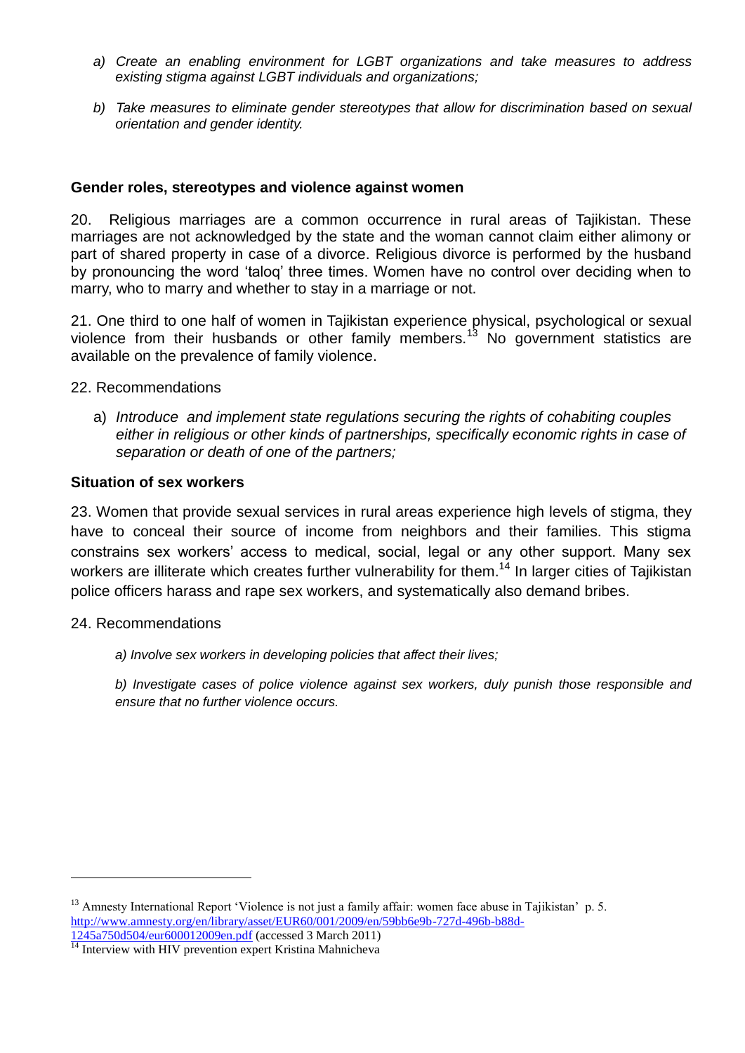a) *Create an enabling environment for LGBT organizations and take measures to address existing stigma against LGBT individuals and organizations;*

b) *Take measures to eliminate gender stereotypes that allow for discrimination based on sexual orientation and gender identity.*

## Gender roles, stereotypes and violence against women

20. Religious marriages are a common occurrence in rural areas of Tajikistan. These marriages are not acknowledged by the state and the woman cannot claim either alimony or part of shared property in case of a divorce. Religious divorce is performed by the husband by pronouncing the word 'taloq' three times. Women have no control over deciding when to marry, who to marry and whether to stay in a marriage or not.

21. One third to one half of women in Tajikistan experience physical, psychological or sexual violence from their husbands or other family members.[13] No government statistics are available on the prevalence of family violence.

22. Recommendations

a) *Introduce and implement state regulations securing the rights of cohabiting couples either in religious or other kinds of partnerships, specifically economic rights in case of separation or death of one of the partners;*

## Situation of sex workers

23. Women that provide sexual services in rural areas experience high levels of stigma, they have to conceal their source of income from neighbors and their families. This stigma constrains sex workers' access to medical, social, legal or any other support. Many sex workers are illiterate which creates further vulnerability for them.[14] In larger cities of Tajikistan police officers harass and rape sex workers, and systematically also demand bribes.

24. Recommendations

*a) Involve sex workers in developing policies that affect their lives;*

*b) Investigate cases of police violence against sex workers, duly punish those responsible and ensure that no further violence occurs.*

---

[13] Amnesty International Report 'Violence is not just a family affair: women face abuse in Tajikistan' p. 5. http://www.amnesty.org/en/library/asset/EUR60/001/2009/en/59bb6e9b-727d-496b-b88d-1245a750d504/eur600012009en.pdf (accessed 3 March 2011)

[14] Interview with HIV prevention expert Kristina Mahnicheva